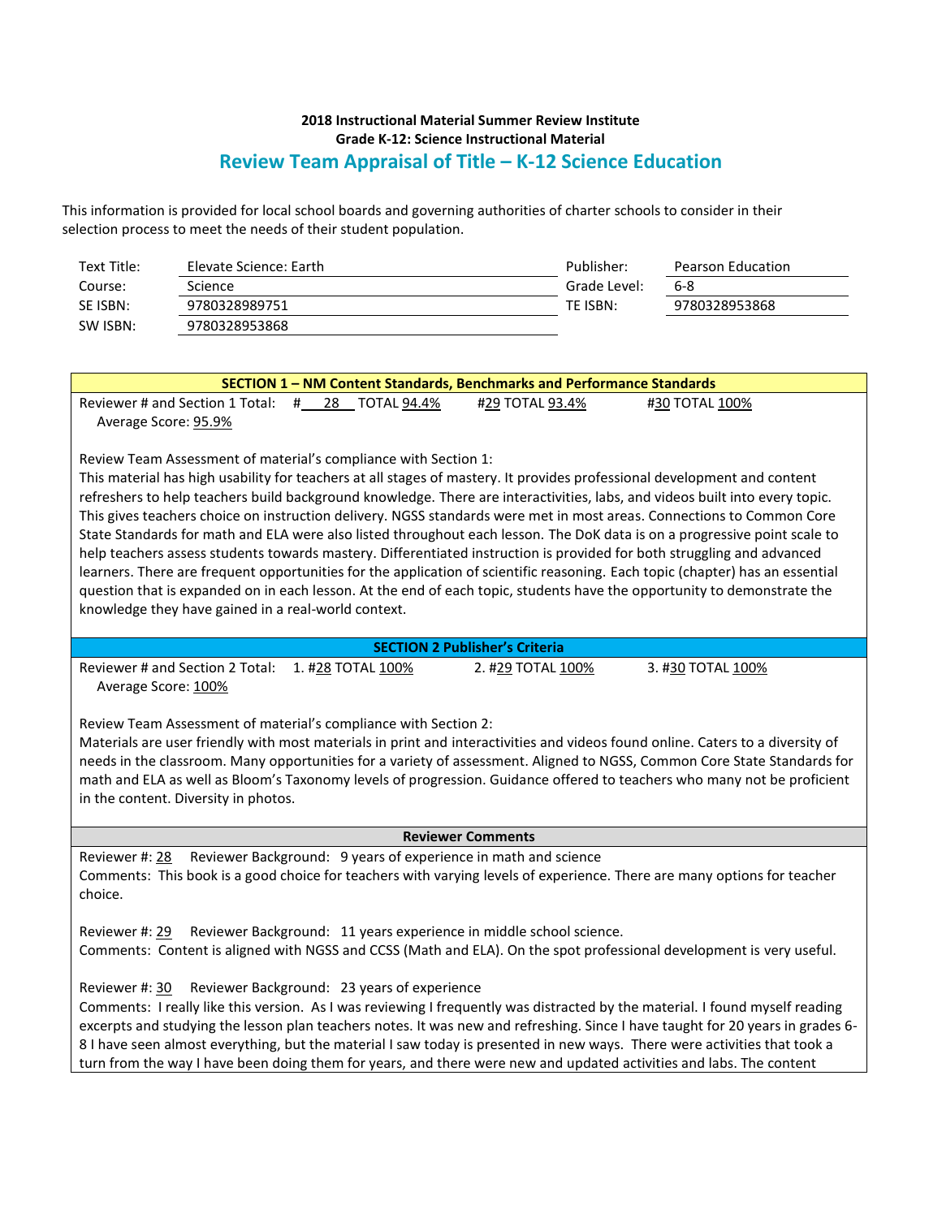**2018 Instructional Material Summer Review Institute**
**Grade K-12: Science Instructional Material**

## Review Team Appraisal of Title – K-12 Science Education

This information is provided for local school boards and governing authorities of charter schools to consider in their selection process to meet the needs of their student population.

| | | | |
|---|---|---|---|
| Text Title: | Elevate Science: Earth | Publisher: | Pearson Education |
| Course: | Science | Grade Level: | 6-8 |
| SE ISBN: | 9780328989751 | TE ISBN: | 9780328953868 |
| SW ISBN: | 9780328953868 | | |

### SECTION 1 – NM Content Standards, Benchmarks and Performance Standards

Reviewer # and Section 1 Total: #28 TOTAL 94.4% #29 TOTAL 93.4% #30 TOTAL 100%
Average Score: 95.9%

Review Team Assessment of material's compliance with Section 1:
This material has high usability for teachers at all stages of mastery. It provides professional development and content refreshers to help teachers build background knowledge. There are interactivities, labs, and videos built into every topic. This gives teachers choice on instruction delivery. NGSS standards were met in most areas. Connections to Common Core State Standards for math and ELA were also listed throughout each lesson. The DoK data is on a progressive point scale to help teachers assess students towards mastery. Differentiated instruction is provided for both struggling and advanced learners. There are frequent opportunities for the application of scientific reasoning. Each topic (chapter) has an essential question that is expanded on in each lesson. At the end of each topic, students have the opportunity to demonstrate the knowledge they have gained in a real-world context.

### SECTION 2 Publisher's Criteria

Reviewer # and Section 2 Total: 1. #28 TOTAL 100% 2. #29 TOTAL 100% 3. #30 TOTAL 100%
Average Score: 100%

Review Team Assessment of material's compliance with Section 2:
Materials are user friendly with most materials in print and interactivities and videos found online. Caters to a diversity of needs in the classroom. Many opportunities for a variety of assessment. Aligned to NGSS, Common Core State Standards for math and ELA as well as Bloom's Taxonomy levels of progression. Guidance offered to teachers who many not be proficient in the content. Diversity in photos.

### Reviewer Comments

Reviewer #: 28 Reviewer Background: 9 years of experience in math and science
Comments: This book is a good choice for teachers with varying levels of experience. There are many options for teacher choice.

Reviewer #: 29 Reviewer Background: 11 years experience in middle school science.
Comments: Content is aligned with NGSS and CCSS (Math and ELA). On the spot professional development is very useful.

Reviewer #: 30 Reviewer Background: 23 years of experience
Comments: I really like this version. As I was reviewing I frequently was distracted by the material. I found myself reading excerpts and studying the lesson plan teachers notes. It was new and refreshing. Since I have taught for 20 years in grades 6-8 I have seen almost everything, but the material I saw today is presented in new ways. There were activities that took a turn from the way I have been doing them for years, and there were new and updated activities and labs. The content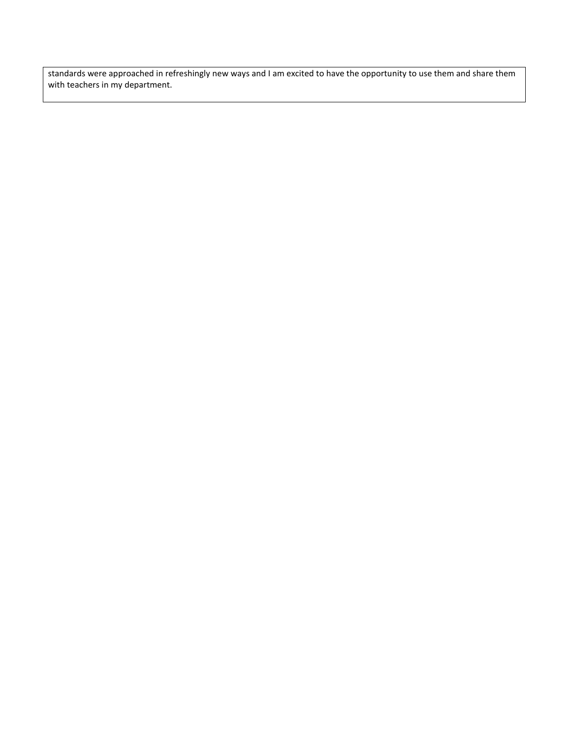standards were approached in refreshingly new ways and I am excited to have the opportunity to use them and share them with teachers in my department.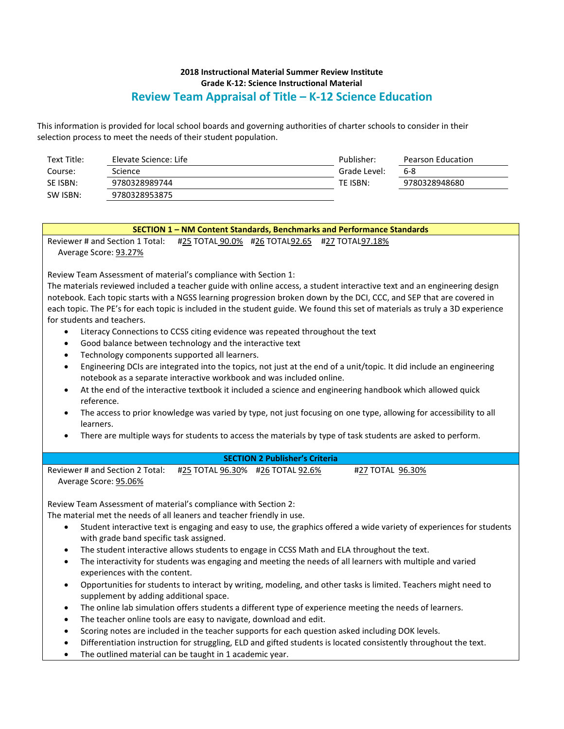**2018 Instructional Material Summer Review Institute**
**Grade K-12: Science Instructional Material**

## Review Team Appraisal of Title – K-12 Science Education

This information is provided for local school boards and governing authorities of charter schools to consider in their selection process to meet the needs of their student population.

| | | | |
|---|---|---|---|
| Text Title: | Elevate Science: Life | Publisher: | Pearson Education |
| Course: | Science | Grade Level: | 6-8 |
| SE ISBN: | 9780328989744 | TE ISBN: | 9780328948680 |
| SW ISBN: | 9780328953875 | | |

### SECTION 1 – NM Content Standards, Benchmarks and Performance Standards

Reviewer # and Section 1 Total: #25 TOTAL 90.0% #26 TOTAL92.65 #27 TOTAL97.18%
Average Score: 93.27%

Review Team Assessment of material's compliance with Section 1:
The materials reviewed included a teacher guide with online access, a student interactive text and an engineering design notebook. Each topic starts with a NGSS learning progression broken down by the DCI, CCC, and SEP that are covered in each topic. The PE's for each topic is included in the student guide. We found this set of materials as truly a 3D experience for students and teachers.

- Literacy Connections to CCSS citing evidence was repeated throughout the text
- Good balance between technology and the interactive text
- Technology components supported all learners.
- Engineering DCIs are integrated into the topics, not just at the end of a unit/topic. It did include an engineering notebook as a separate interactive workbook and was included online.
- At the end of the interactive textbook it included a science and engineering handbook which allowed quick reference.
- The access to prior knowledge was varied by type, not just focusing on one type, allowing for accessibility to all learners.
- There are multiple ways for students to access the materials by type of task students are asked to perform.

### SECTION 2 Publisher's Criteria

Reviewer # and Section 2 Total: #25 TOTAL 96.30% #26 TOTAL 92.6% #27 TOTAL 96.30%
Average Score: 95.06%

Review Team Assessment of material's compliance with Section 2:
The material met the needs of all leaners and teacher friendly in use.

- Student interactive text is engaging and easy to use, the graphics offered a wide variety of experiences for students with grade band specific task assigned.
- The student interactive allows students to engage in CCSS Math and ELA throughout the text.
- The interactivity for students was engaging and meeting the needs of all learners with multiple and varied experiences with the content.
- Opportunities for students to interact by writing, modeling, and other tasks is limited. Teachers might need to supplement by adding additional space.
- The online lab simulation offers students a different type of experience meeting the needs of learners.
- The teacher online tools are easy to navigate, download and edit.
- Scoring notes are included in the teacher supports for each question asked including DOK levels.
- Differentiation instruction for struggling, ELD and gifted students is located consistently throughout the text.
- The outlined material can be taught in 1 academic year.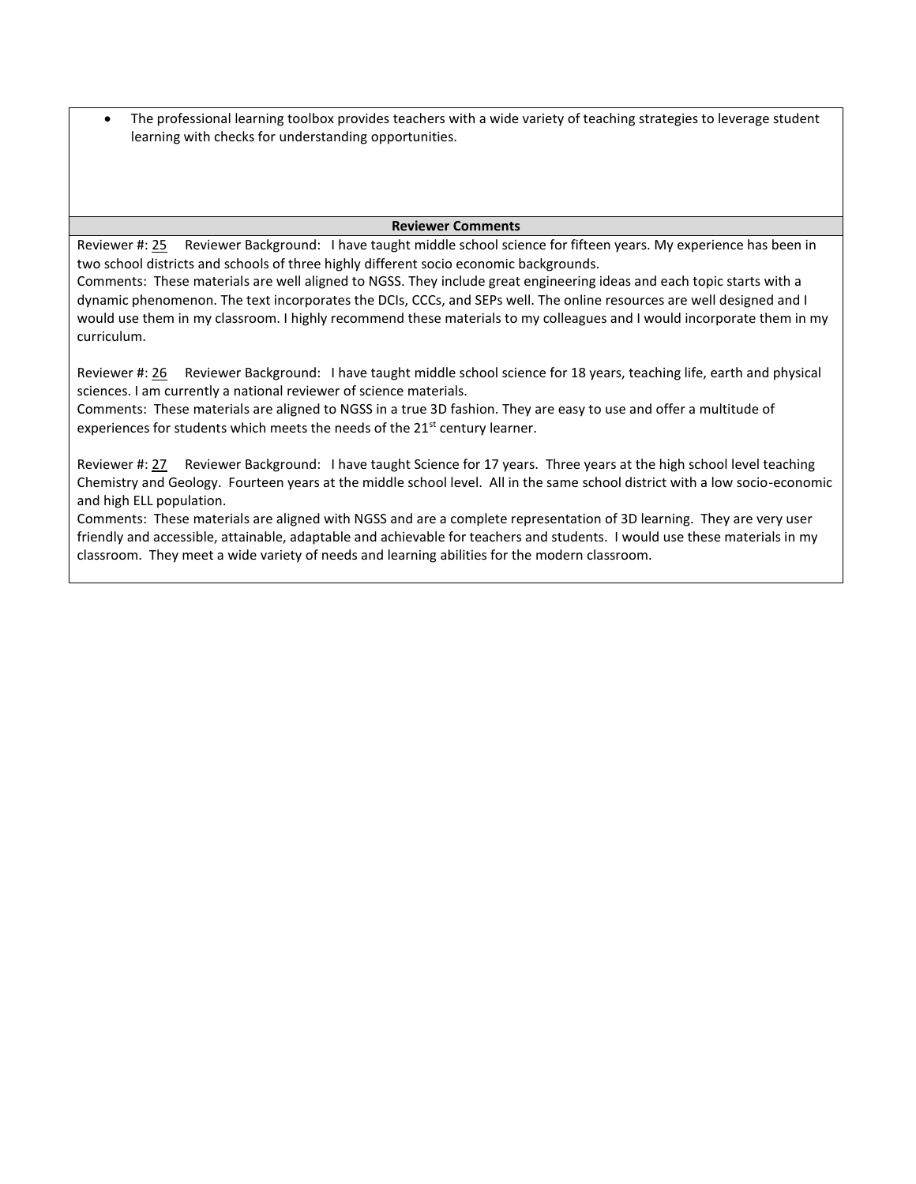- The professional learning toolbox provides teachers with a wide variety of teaching strategies to leverage student learning with checks for understanding opportunities.

**Reviewer Comments**

Reviewer #: 25 Reviewer Background: I have taught middle school science for fifteen years. My experience has been in two school districts and schools of three highly different socio economic backgrounds.
Comments: These materials are well aligned to NGSS. They include great engineering ideas and each topic starts with a dynamic phenomenon. The text incorporates the DCIs, CCCs, and SEPs well. The online resources are well designed and I would use them in my classroom. I highly recommend these materials to my colleagues and I would incorporate them in my curriculum.

Reviewer #: 26 Reviewer Background: I have taught middle school science for 18 years, teaching life, earth and physical sciences. I am currently a national reviewer of science materials.
Comments: These materials are aligned to NGSS in a true 3D fashion. They are easy to use and offer a multitude of experiences for students which meets the needs of the 21st century learner.

Reviewer #: 27 Reviewer Background: I have taught Science for 17 years. Three years at the high school level teaching Chemistry and Geology. Fourteen years at the middle school level. All in the same school district with a low socio-economic and high ELL population.
Comments: These materials are aligned with NGSS and are a complete representation of 3D learning. They are very user friendly and accessible, attainable, adaptable and achievable for teachers and students. I would use these materials in my classroom. They meet a wide variety of needs and learning abilities for the modern classroom.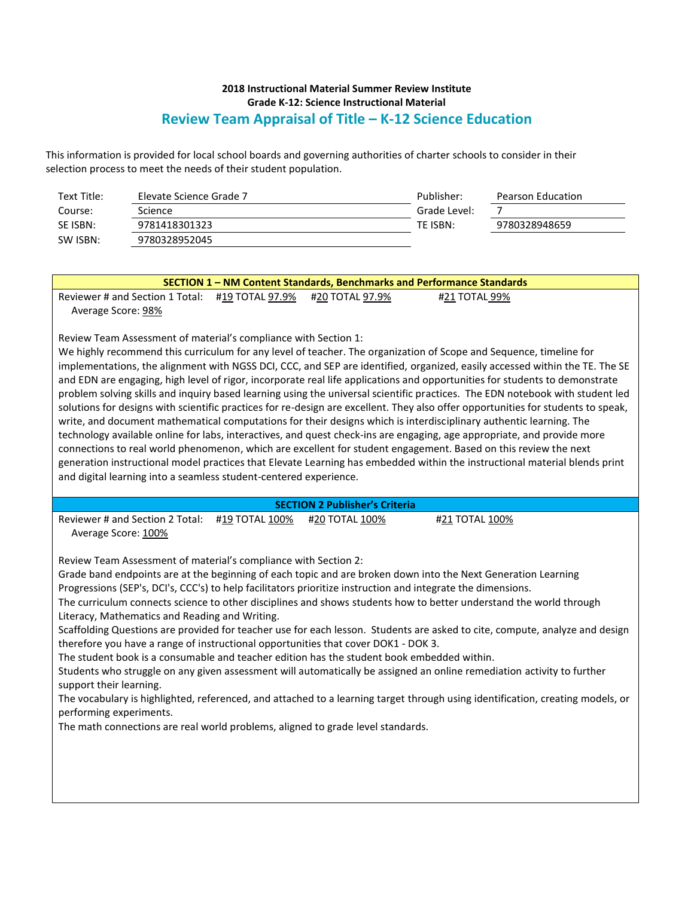**2018 Instructional Material Summer Review Institute**
**Grade K-12: Science Instructional Material**

## Review Team Appraisal of Title – K-12 Science Education

This information is provided for local school boards and governing authorities of charter schools to consider in their selection process to meet the needs of their student population.

| | | | |
|---|---|---|---|
| Text Title: | Elevate Science Grade 7 | Publisher: | Pearson Education |
| Course: | Science | Grade Level: | 7 |
| SE ISBN: | 9781418301323 | TE ISBN: | 9780328948659 |
| SW ISBN: | 9780328952045 | | |

### SECTION 1 – NM Content Standards, Benchmarks and Performance Standards

Reviewer # and Section 1 Total: #19 TOTAL 97.9% #20 TOTAL 97.9% #21 TOTAL 99%
Average Score: 98%

Review Team Assessment of material's compliance with Section 1:
We highly recommend this curriculum for any level of teacher. The organization of Scope and Sequence, timeline for implementations, the alignment with NGSS DCI, CCC, and SEP are identified, organized, easily accessed within the TE. The SE and EDN are engaging, high level of rigor, incorporate real life applications and opportunities for students to demonstrate problem solving skills and inquiry based learning using the universal scientific practices. The EDN notebook with student led solutions for designs with scientific practices for re-design are excellent. They also offer opportunities for students to speak, write, and document mathematical computations for their designs which is interdisciplinary authentic learning. The technology available online for labs, interactives, and quest check-ins are engaging, age appropriate, and provide more connections to real world phenomenon, which are excellent for student engagement. Based on this review the next generation instructional model practices that Elevate Learning has embedded within the instructional material blends print and digital learning into a seamless student-centered experience.

### SECTION 2 Publisher's Criteria

Reviewer # and Section 2 Total: #19 TOTAL 100% #20 TOTAL 100% #21 TOTAL 100%
Average Score: 100%

Review Team Assessment of material's compliance with Section 2:
Grade band endpoints are at the beginning of each topic and are broken down into the Next Generation Learning Progressions (SEP's, DCI's, CCC's) to help facilitators prioritize instruction and integrate the dimensions.
The curriculum connects science to other disciplines and shows students how to better understand the world through Literacy, Mathematics and Reading and Writing.
Scaffolding Questions are provided for teacher use for each lesson. Students are asked to cite, compute, analyze and design therefore you have a range of instructional opportunities that cover DOK1 - DOK 3.
The student book is a consumable and teacher edition has the student book embedded within.
Students who struggle on any given assessment will automatically be assigned an online remediation activity to further support their learning.
The vocabulary is highlighted, referenced, and attached to a learning target through using identification, creating models, or performing experiments.
The math connections are real world problems, aligned to grade level standards.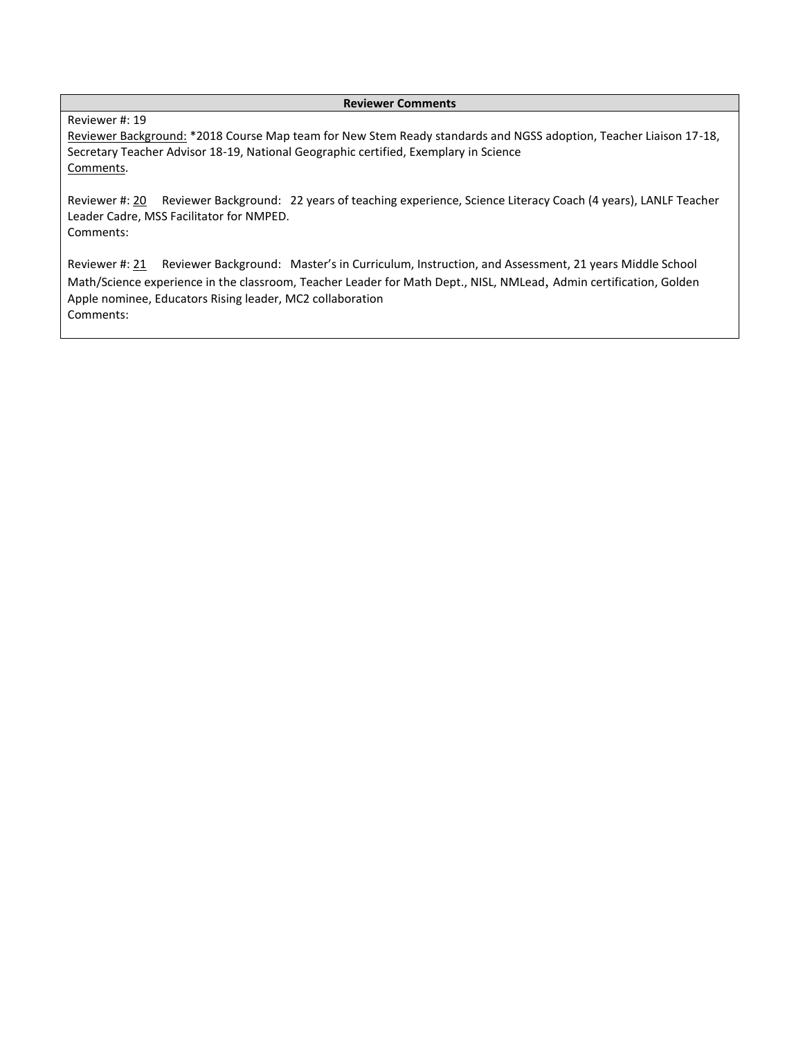| Reviewer Comments |
| --- |
| Reviewer #: 19<br>Reviewer Background: *2018 Course Map team for New Stem Ready standards and NGSS adoption, Teacher Liaison 17-18, Secretary Teacher Advisor 18-19, National Geographic certified, Exemplary in Science<br>Comments.<br><br>Reviewer #: 20 Reviewer Background: 22 years of teaching experience, Science Literacy Coach (4 years), LANLF Teacher Leader Cadre, MSS Facilitator for NMPED.<br>Comments:<br><br>Reviewer #: 21 Reviewer Background: Master's in Curriculum, Instruction, and Assessment, 21 years Middle School Math/Science experience in the classroom, Teacher Leader for Math Dept., NISL, NMLead, Admin certification, Golden Apple nominee, Educators Rising leader, MC2 collaboration<br>Comments: |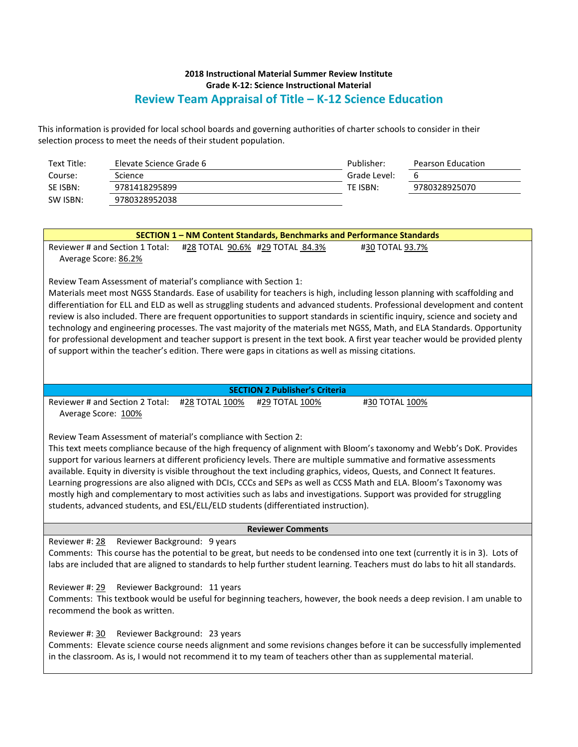**2018 Instructional Material Summer Review Institute**
**Grade K-12: Science Instructional Material**

## Review Team Appraisal of Title – K-12 Science Education

This information is provided for local school boards and governing authorities of charter schools to consider in their selection process to meet the needs of their student population.

| | | | |
|---|---|---|---|
| Text Title: | Elevate Science Grade 6 | Publisher: | Pearson Education |
| Course: | Science | Grade Level: | 6 |
| SE ISBN: | 9781418295899 | TE ISBN: | 9780328925070 |
| SW ISBN: | 9780328952038 | | |

### SECTION 1 – NM Content Standards, Benchmarks and Performance Standards

Reviewer # and Section 1 Total: #28 TOTAL 90.6% #29 TOTAL 84.3% #30 TOTAL 93.7%
Average Score: 86.2%

Review Team Assessment of material's compliance with Section 1:
Materials meet most NGSS Standards. Ease of usability for teachers is high, including lesson planning with scaffolding and differentiation for ELL and ELD as well as struggling students and advanced students. Professional development and content review is also included. There are frequent opportunities to support standards in scientific inquiry, science and society and technology and engineering processes. The vast majority of the materials met NGSS, Math, and ELA Standards. Opportunity for professional development and teacher support is present in the text book. A first year teacher would be provided plenty of support within the teacher's edition. There were gaps in citations as well as missing citations.

### SECTION 2 Publisher's Criteria

Reviewer # and Section 2 Total: #28 TOTAL 100% #29 TOTAL 100% #30 TOTAL 100%
Average Score: 100%

Review Team Assessment of material's compliance with Section 2:
This text meets compliance because of the high frequency of alignment with Bloom's taxonomy and Webb's DoK. Provides support for various learners at different proficiency levels. There are multiple summative and formative assessments available. Equity in diversity is visible throughout the text including graphics, videos, Quests, and Connect It features. Learning progressions are also aligned with DCIs, CCCs and SEPs as well as CCSS Math and ELA. Bloom's Taxonomy was mostly high and complementary to most activities such as labs and investigations. Support was provided for struggling students, advanced students, and ESL/ELL/ELD students (differentiated instruction).

### Reviewer Comments

Reviewer #: 28 Reviewer Background: 9 years
Comments: This course has the potential to be great, but needs to be condensed into one text (currently it is in 3). Lots of labs are included that are aligned to standards to help further student learning. Teachers must do labs to hit all standards.

Reviewer #: 29 Reviewer Background: 11 years
Comments: This textbook would be useful for beginning teachers, however, the book needs a deep revision. I am unable to recommend the book as written.

Reviewer #: 30 Reviewer Background: 23 years
Comments: Elevate science course needs alignment and some revisions changes before it can be successfully implemented in the classroom. As is, I would not recommend it to my team of teachers other than as supplemental material.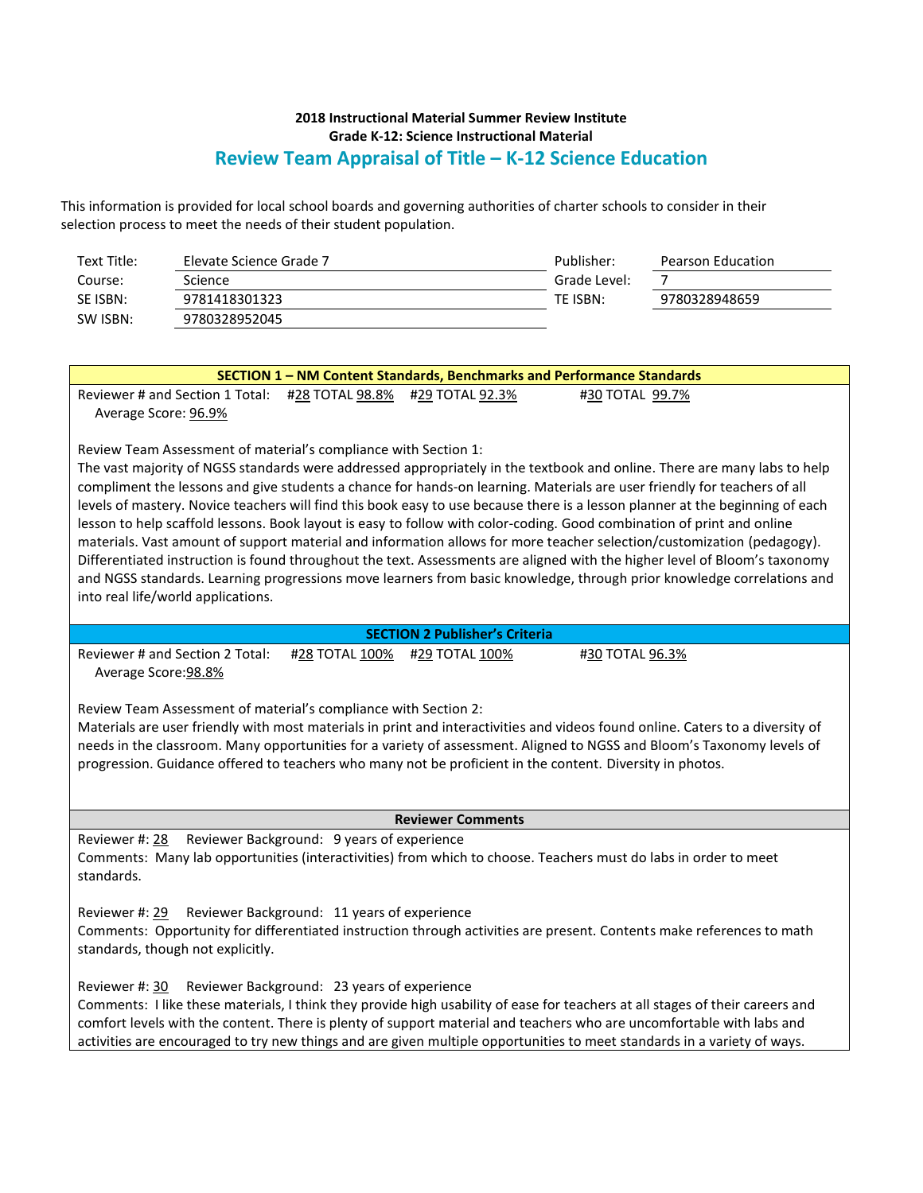**2018 Instructional Material Summer Review Institute**
**Grade K-12: Science Instructional Material**

## Review Team Appraisal of Title – K-12 Science Education

This information is provided for local school boards and governing authorities of charter schools to consider in their selection process to meet the needs of their student population.

| | | | |
|---|---|---|---|
| Text Title: | Elevate Science Grade 7 | Publisher: | Pearson Education |
| Course: | Science | Grade Level: | 7 |
| SE ISBN: | 9781418301323 | TE ISBN: | 9780328948659 |
| SW ISBN: | 9780328952045 | | |

### SECTION 1 – NM Content Standards, Benchmarks and Performance Standards

Reviewer # and Section 1 Total: #28 TOTAL 98.8% #29 TOTAL 92.3% #30 TOTAL 99.7%
Average Score: 96.9%

Review Team Assessment of material's compliance with Section 1:
The vast majority of NGSS standards were addressed appropriately in the textbook and online. There are many labs to help compliment the lessons and give students a chance for hands-on learning. Materials are user friendly for teachers of all levels of mastery. Novice teachers will find this book easy to use because there is a lesson planner at the beginning of each lesson to help scaffold lessons. Book layout is easy to follow with color-coding. Good combination of print and online materials. Vast amount of support material and information allows for more teacher selection/customization (pedagogy). Differentiated instruction is found throughout the text. Assessments are aligned with the higher level of Bloom's taxonomy and NGSS standards. Learning progressions move learners from basic knowledge, through prior knowledge correlations and into real life/world applications.

### SECTION 2 Publisher's Criteria

Reviewer # and Section 2 Total: #28 TOTAL 100% #29 TOTAL 100% #30 TOTAL 96.3%
Average Score: 98.8%

Review Team Assessment of material's compliance with Section 2:
Materials are user friendly with most materials in print and interactivities and videos found online. Caters to a diversity of needs in the classroom. Many opportunities for a variety of assessment. Aligned to NGSS and Bloom's Taxonomy levels of progression. Guidance offered to teachers who many not be proficient in the content. Diversity in photos.

### Reviewer Comments

Reviewer #: 28 Reviewer Background: 9 years of experience
Comments: Many lab opportunities (interactivities) from which to choose. Teachers must do labs in order to meet standards.

Reviewer #: 29 Reviewer Background: 11 years of experience
Comments: Opportunity for differentiated instruction through activities are present. Contents make references to math standards, though not explicitly.

Reviewer #: 30 Reviewer Background: 23 years of experience
Comments: I like these materials, I think they provide high usability of ease for teachers at all stages of their careers and comfort levels with the content. There is plenty of support material and teachers who are uncomfortable with labs and activities are encouraged to try new things and are given multiple opportunities to meet standards in a variety of ways.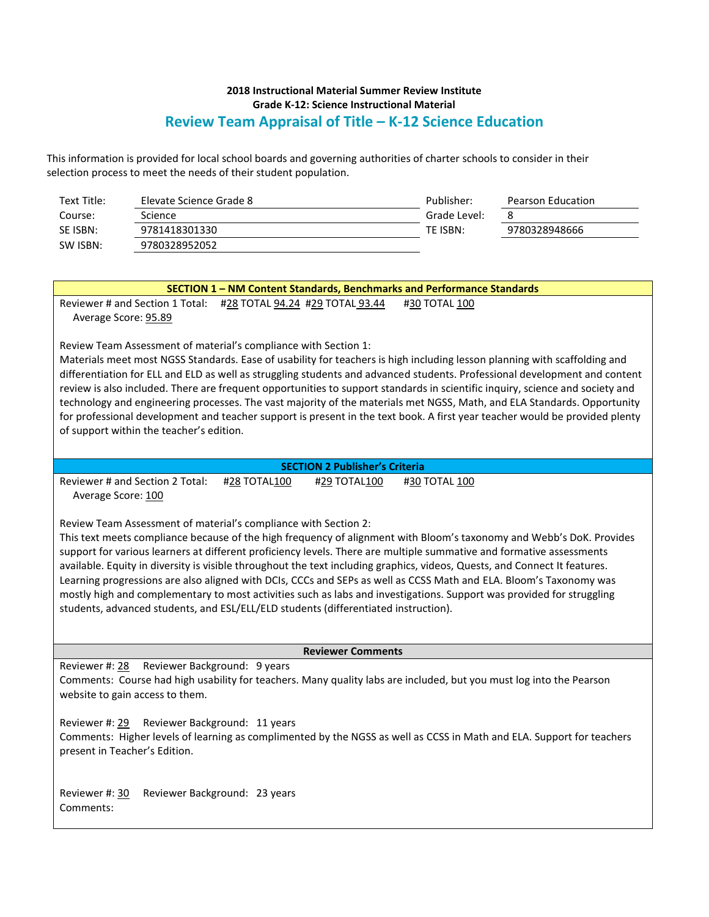**2018 Instructional Material Summer Review Institute**
**Grade K-12: Science Instructional Material**

## Review Team Appraisal of Title – K-12 Science Education

This information is provided for local school boards and governing authorities of charter schools to consider in their selection process to meet the needs of their student population.

| | | | |
|---|---|---|---|
| Text Title: | Elevate Science Grade 8 | Publisher: | Pearson Education |
| Course: | Science | Grade Level: | 8 |
| SE ISBN: | 9781418301330 | TE ISBN: | 9780328948666 |
| SW ISBN: | 9780328952052 | | |

### SECTION 1 – NM Content Standards, Benchmarks and Performance Standards

Reviewer # and Section 1 Total: #28 TOTAL 94.24 #29 TOTAL 93.44 #30 TOTAL 100
Average Score: 95.89

Review Team Assessment of material's compliance with Section 1:
Materials meet most NGSS Standards. Ease of usability for teachers is high including lesson planning with scaffolding and differentiation for ELL and ELD as well as struggling students and advanced students. Professional development and content review is also included. There are frequent opportunities to support standards in scientific inquiry, science and society and technology and engineering processes. The vast majority of the materials met NGSS, Math, and ELA Standards. Opportunity for professional development and teacher support is present in the text book. A first year teacher would be provided plenty of support within the teacher's edition.

### SECTION 2 Publisher's Criteria

Reviewer # and Section 2 Total: #28 TOTAL100 #29 TOTAL100 #30 TOTAL 100
Average Score: 100

Review Team Assessment of material's compliance with Section 2:
This text meets compliance because of the high frequency of alignment with Bloom's taxonomy and Webb's DoK. Provides support for various learners at different proficiency levels. There are multiple summative and formative assessments available. Equity in diversity is visible throughout the text including graphics, videos, Quests, and Connect It features. Learning progressions are also aligned with DCIs, CCCs and SEPs as well as CCSS Math and ELA. Bloom's Taxonomy was mostly high and complementary to most activities such as labs and investigations. Support was provided for struggling students, advanced students, and ESL/ELL/ELD students (differentiated instruction).

### Reviewer Comments

Reviewer #: 28 Reviewer Background: 9 years
Comments: Course had high usability for teachers. Many quality labs are included, but you must log into the Pearson website to gain access to them.

Reviewer #: 29 Reviewer Background: 11 years
Comments: Higher levels of learning as complimented by the NGSS as well as CCSS in Math and ELA. Support for teachers present in Teacher's Edition.

Reviewer #: 30 Reviewer Background: 23 years
Comments: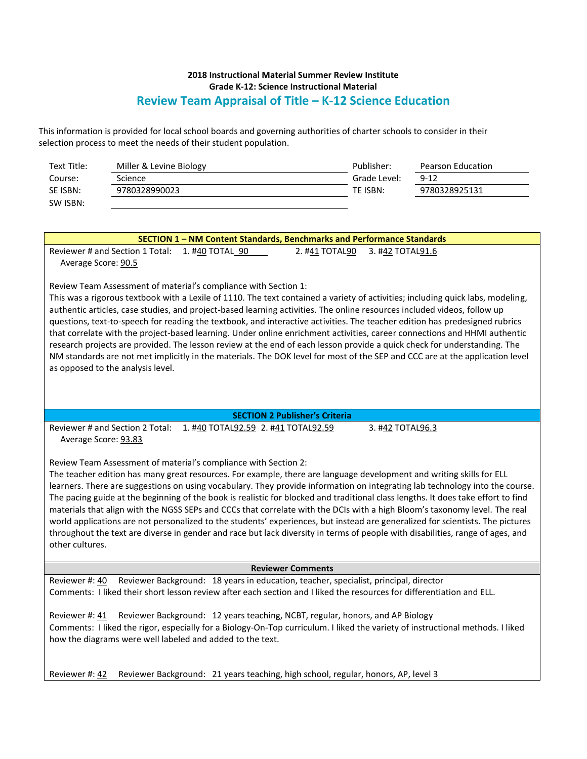**2018 Instructional Material Summer Review Institute**
**Grade K-12: Science Instructional Material**

## Review Team Appraisal of Title – K-12 Science Education

This information is provided for local school boards and governing authorities of charter schools to consider in their selection process to meet the needs of their student population.

| | | | |
|---|---|---|---|
| Text Title: | Miller & Levine Biology | Publisher: | Pearson Education |
| Course: | Science | Grade Level: | 9-12 |
| SE ISBN: | 9780328990023 | TE ISBN: | 9780328925131 |
| SW ISBN: | | | |

### SECTION 1 – NM Content Standards, Benchmarks and Performance Standards

Reviewer # and Section 1 Total: 1. #40 TOTAL 90 2. #41 TOTAL 90 3. #42 TOTAL 91.6
Average Score: 90.5

Review Team Assessment of material's compliance with Section 1:
This was a rigorous textbook with a Lexile of 1110. The text contained a variety of activities; including quick labs, modeling, authentic articles, case studies, and project-based learning activities. The online resources included videos, follow up questions, text-to-speech for reading the textbook, and interactive activities. The teacher edition has predesigned rubrics that correlate with the project-based learning. Under online enrichment activities, career connections and HHMI authentic research projects are provided. The lesson review at the end of each lesson provide a quick check for understanding. The NM standards are not met implicitly in the materials. The DOK level for most of the SEP and CCC are at the application level as opposed to the analysis level.

### SECTION 2 Publisher's Criteria

Reviewer # and Section 2 Total: 1. #40 TOTAL 92.59 2. #41 TOTAL 92.59 3. #42 TOTAL 96.3
Average Score: 93.83

Review Team Assessment of material's compliance with Section 2:
The teacher edition has many great resources. For example, there are language development and writing skills for ELL learners. There are suggestions on using vocabulary. They provide information on integrating lab technology into the course. The pacing guide at the beginning of the book is realistic for blocked and traditional class lengths. It does take effort to find materials that align with the NGSS SEPs and CCCs that correlate with the DCIs with a high Bloom's taxonomy level. The real world applications are not personalized to the students' experiences, but instead are generalized for scientists. The pictures throughout the text are diverse in gender and race but lack diversity in terms of people with disabilities, range of ages, and other cultures.

### Reviewer Comments

Reviewer #: 40 Reviewer Background: 18 years in education, teacher, specialist, principal, director
Comments: I liked their short lesson review after each section and I liked the resources for differentiation and ELL.

Reviewer #: 41 Reviewer Background: 12 years teaching, NCBT, regular, honors, and AP Biology
Comments: I liked the rigor, especially for a Biology-On-Top curriculum. I liked the variety of instructional methods. I liked how the diagrams were well labeled and added to the text.

Reviewer #: 42 Reviewer Background: 21 years teaching, high school, regular, honors, AP, level 3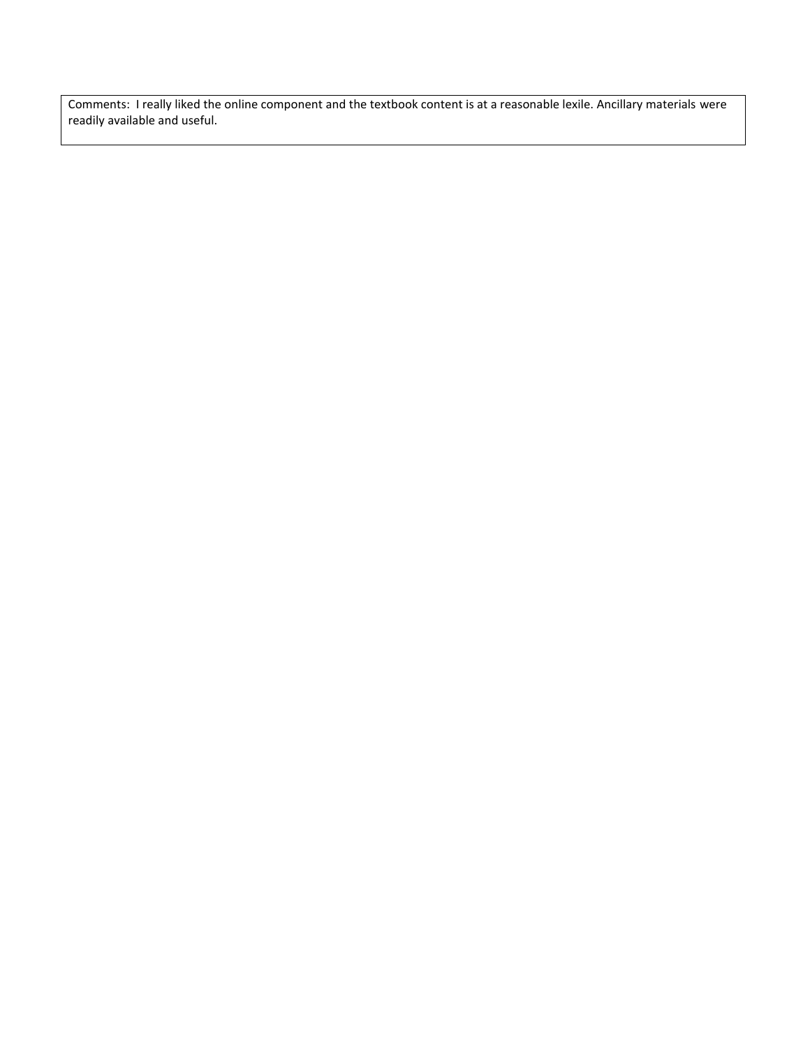Comments: I really liked the online component and the textbook content is at a reasonable lexile. Ancillary materials were readily available and useful.